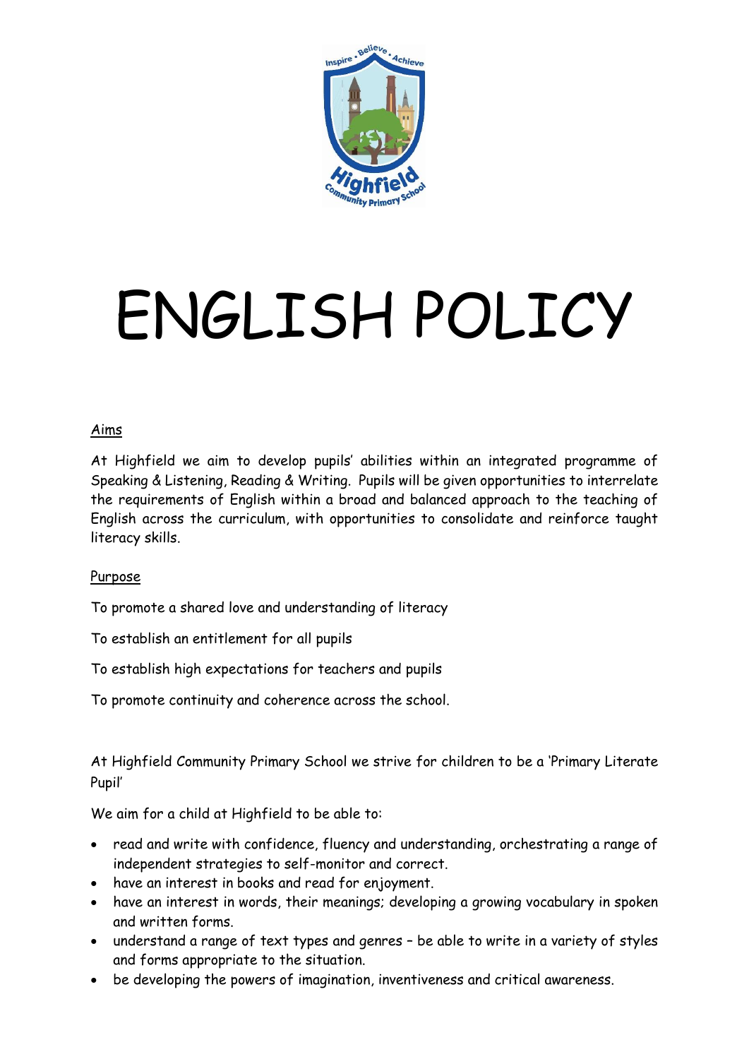# ENGLISH POLICY

## Aims

At Highfield we aim to develop pupils' abilities within an integrated programme of Speaking & Listening, Reading & Writing. Pupils will be given opportunities to interrelate the requirements of English within a broad and balanced approach to the teaching of English across the curriculum, with opportunities to consolidate and reinforce taught literacy skills.

## Purpose

To promote a shared love and understanding of literacy

To establish an entitlement for all pupils

To establish high expectations for teachers and pupils

To promote continuity and coherence across the school.

At Highfield Community Primary School we strive for children to be a 'Primary Literate Pupil'

We aim for a child at Highfield to be able to:

- read and write with confidence, fluency and understanding, orchestrating a range of independent strategies to self-monitor and correct.
- have an interest in books and read for enjoyment.
- have an interest in words, their meanings; developing a growing vocabulary in spoken and written forms.
- understand a range of text types and genres – be able to write in a variety of styles and forms appropriate to the situation.
- be developing the powers of imagination, inventiveness and critical awareness.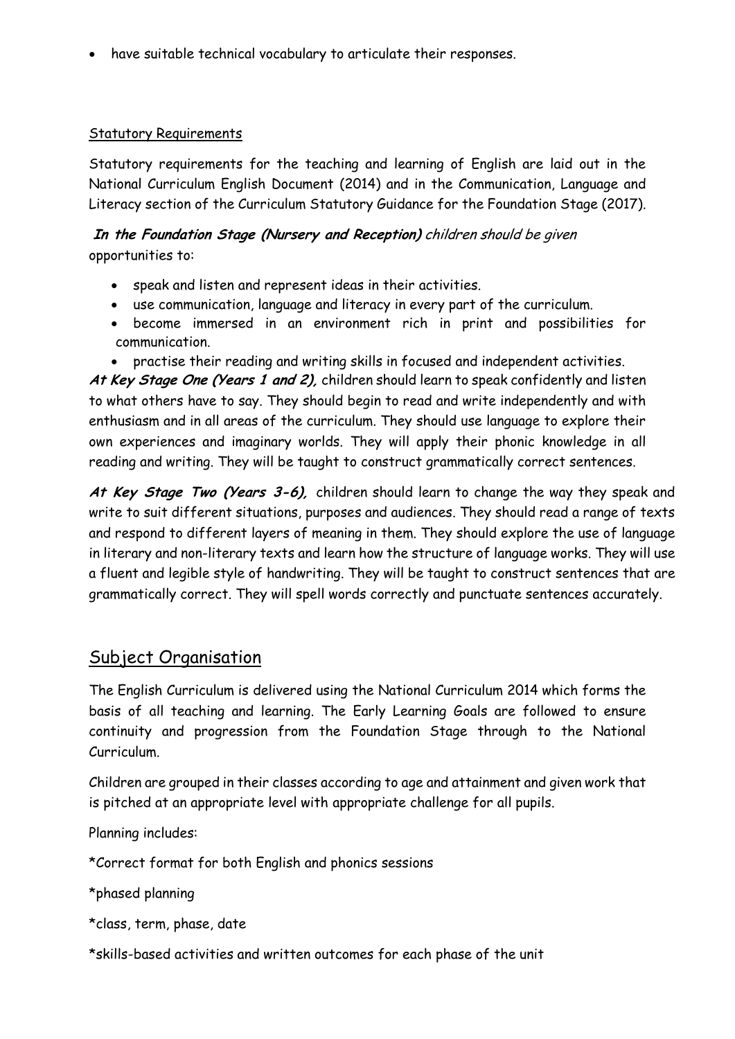- have suitable technical vocabulary to articulate their responses.

Statutory Requirements

Statutory requirements for the teaching and learning of English are laid out in the National Curriculum English Document (2014) and in the Communication, Language and Literacy section of the Curriculum Statutory Guidance for the Foundation Stage (2017).

***In the Foundation Stage (Nursery and Reception)*** *children should be given* opportunities to:

- speak and listen and represent ideas in their activities.
- use communication, language and literacy in every part of the curriculum.
- become immersed in an environment rich in print and possibilities for communication.
- practise their reading and writing skills in focused and independent activities.

***At Key Stage One (Years 1 and 2),*** children should learn to speak confidently and listen to what others have to say. They should begin to read and write independently and with enthusiasm and in all areas of the curriculum. They should use language to explore their own experiences and imaginary worlds. They will apply their phonic knowledge in all reading and writing. They will be taught to construct grammatically correct sentences.

***At Key Stage Two (Years 3-6),*** children should learn to change the way they speak and write to suit different situations, purposes and audiences. They should read a range of texts and respond to different layers of meaning in them. They should explore the use of language in literary and non-literary texts and learn how the structure of language works. They will use a fluent and legible style of handwriting. They will be taught to construct sentences that are grammatically correct. They will spell words correctly and punctuate sentences accurately.

## Subject Organisation

The English Curriculum is delivered using the National Curriculum 2014 which forms the basis of all teaching and learning. The Early Learning Goals are followed to ensure continuity and progression from the Foundation Stage through to the National Curriculum.

Children are grouped in their classes according to age and attainment and given work that is pitched at an appropriate level with appropriate challenge for all pupils.

Planning includes:

*Correct format for both English and phonics sessions

*phased planning

*class, term, phase, date

*skills-based activities and written outcomes for each phase of the unit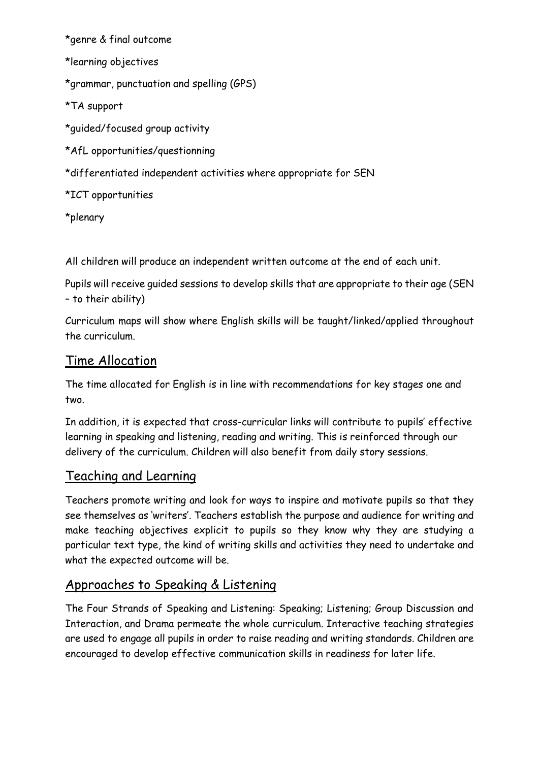*genre & final outcome

*learning objectives

*grammar, punctuation and spelling (GPS)

*TA support

*guided/focused group activity

*AfL opportunities/questionning

*differentiated independent activities where appropriate for SEN

*ICT opportunities

*plenary

All children will produce an independent written outcome at the end of each unit.

Pupils will receive guided sessions to develop skills that are appropriate to their age (SEN – to their ability)

Curriculum maps will show where English skills will be taught/linked/applied throughout the curriculum.

## Time Allocation

The time allocated for English is in line with recommendations for key stages one and two.

In addition, it is expected that cross-curricular links will contribute to pupils' effective learning in speaking and listening, reading and writing. This is reinforced through our delivery of the curriculum. Children will also benefit from daily story sessions.

## Teaching and Learning

Teachers promote writing and look for ways to inspire and motivate pupils so that they see themselves as 'writers'. Teachers establish the purpose and audience for writing and make teaching objectives explicit to pupils so they know why they are studying a particular text type, the kind of writing skills and activities they need to undertake and what the expected outcome will be.

## Approaches to Speaking & Listening

The Four Strands of Speaking and Listening: Speaking; Listening; Group Discussion and Interaction, and Drama permeate the whole curriculum. Interactive teaching strategies are used to engage all pupils in order to raise reading and writing standards. Children are encouraged to develop effective communication skills in readiness for later life.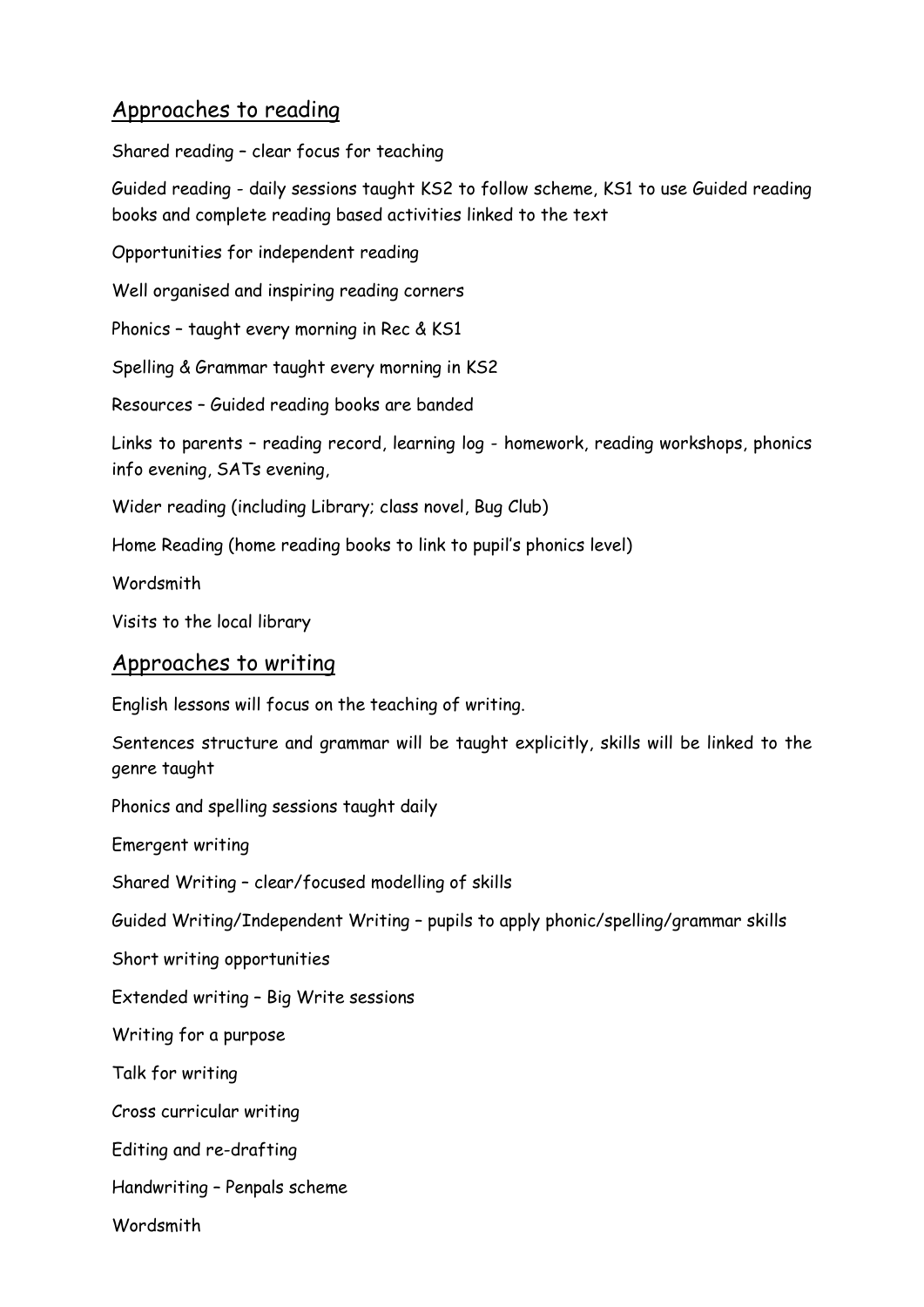## Approaches to reading

Shared reading – clear focus for teaching

Guided reading - daily sessions taught KS2 to follow scheme, KS1 to use Guided reading books and complete reading based activities linked to the text

Opportunities for independent reading

Well organised and inspiring reading corners

Phonics – taught every morning in Rec & KS1

Spelling & Grammar taught every morning in KS2

Resources – Guided reading books are banded

Links to parents – reading record, learning log - homework, reading workshops, phonics info evening, SATs evening,

Wider reading (including Library; class novel, Bug Club)

Home Reading (home reading books to link to pupil's phonics level)

Wordsmith

Visits to the local library

## Approaches to writing

English lessons will focus on the teaching of writing.

Sentences structure and grammar will be taught explicitly, skills will be linked to the genre taught

Phonics and spelling sessions taught daily

Emergent writing

Shared Writing – clear/focused modelling of skills

Guided Writing/Independent Writing – pupils to apply phonic/spelling/grammar skills

Short writing opportunities

Extended writing – Big Write sessions

Writing for a purpose

Talk for writing

Cross curricular writing

Editing and re-drafting

Handwriting – Penpals scheme

Wordsmith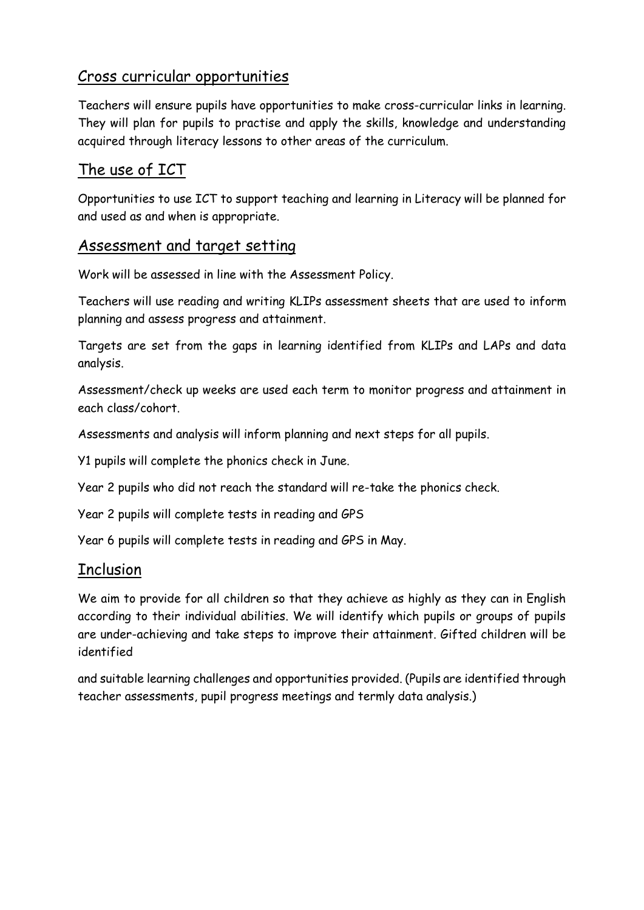## Cross curricular opportunities

Teachers will ensure pupils have opportunities to make cross-curricular links in learning. They will plan for pupils to practise and apply the skills, knowledge and understanding acquired through literacy lessons to other areas of the curriculum.

## The use of ICT

Opportunities to use ICT to support teaching and learning in Literacy will be planned for and used as and when is appropriate.

## Assessment and target setting

Work will be assessed in line with the Assessment Policy.

Teachers will use reading and writing KLIPs assessment sheets that are used to inform planning and assess progress and attainment.

Targets are set from the gaps in learning identified from KLIPs and LAPs and data analysis.

Assessment/check up weeks are used each term to monitor progress and attainment in each class/cohort.

Assessments and analysis will inform planning and next steps for all pupils.

Y1 pupils will complete the phonics check in June.

Year 2 pupils who did not reach the standard will re-take the phonics check.

Year 2 pupils will complete tests in reading and GPS

Year 6 pupils will complete tests in reading and GPS in May.

## Inclusion

We aim to provide for all children so that they achieve as highly as they can in English according to their individual abilities. We will identify which pupils or groups of pupils are under-achieving and take steps to improve their attainment. Gifted children will be identified

and suitable learning challenges and opportunities provided. (Pupils are identified through teacher assessments, pupil progress meetings and termly data analysis.)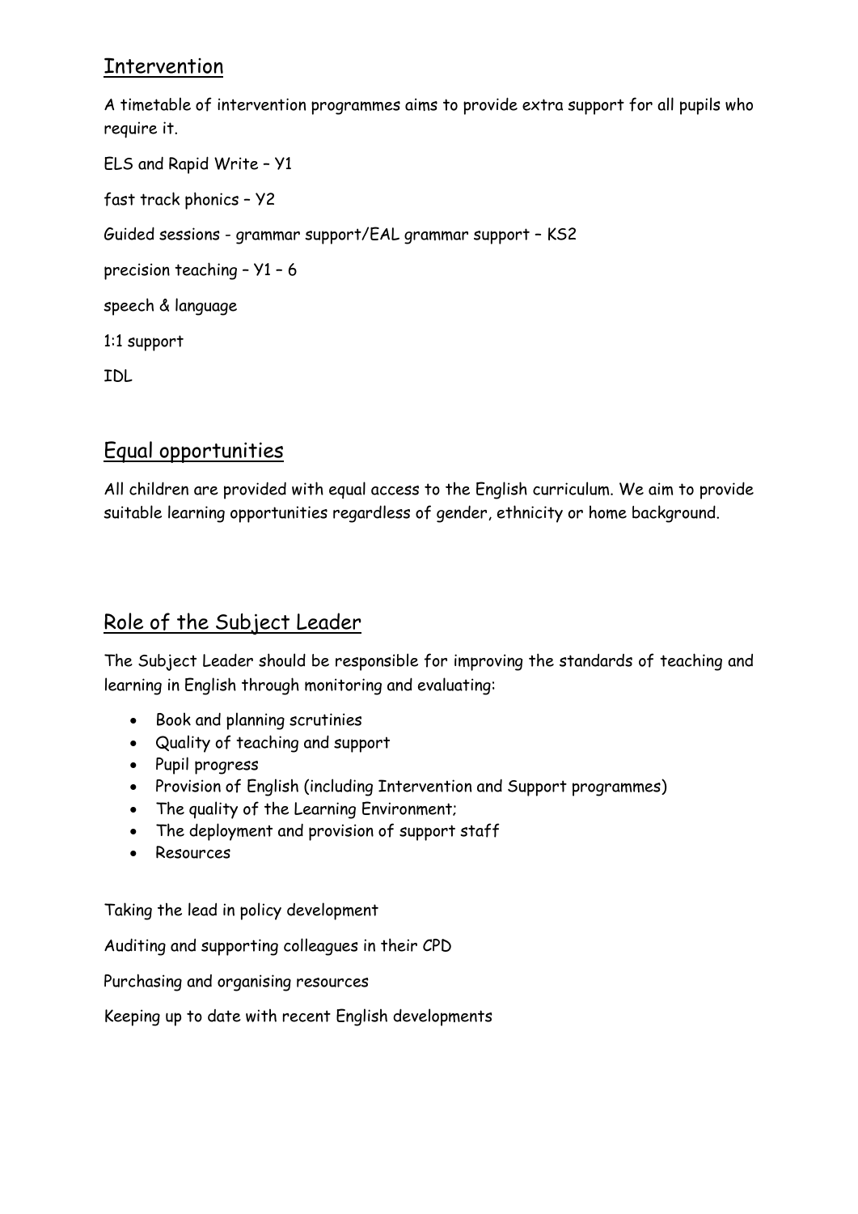## Intervention

A timetable of intervention programmes aims to provide extra support for all pupils who require it.

ELS and Rapid Write – Y1

fast track phonics – Y2

Guided sessions - grammar support/EAL grammar support – KS2

precision teaching – Y1 – 6

speech & language

1:1 support

IDL

## Equal opportunities

All children are provided with equal access to the English curriculum. We aim to provide suitable learning opportunities regardless of gender, ethnicity or home background.

## Role of the Subject Leader

The Subject Leader should be responsible for improving the standards of teaching and learning in English through monitoring and evaluating:

- Book and planning scrutinies
- Quality of teaching and support
- Pupil progress
- Provision of English (including Intervention and Support programmes)
- The quality of the Learning Environment;
- The deployment and provision of support staff
- Resources

Taking the lead in policy development

Auditing and supporting colleagues in their CPD

Purchasing and organising resources

Keeping up to date with recent English developments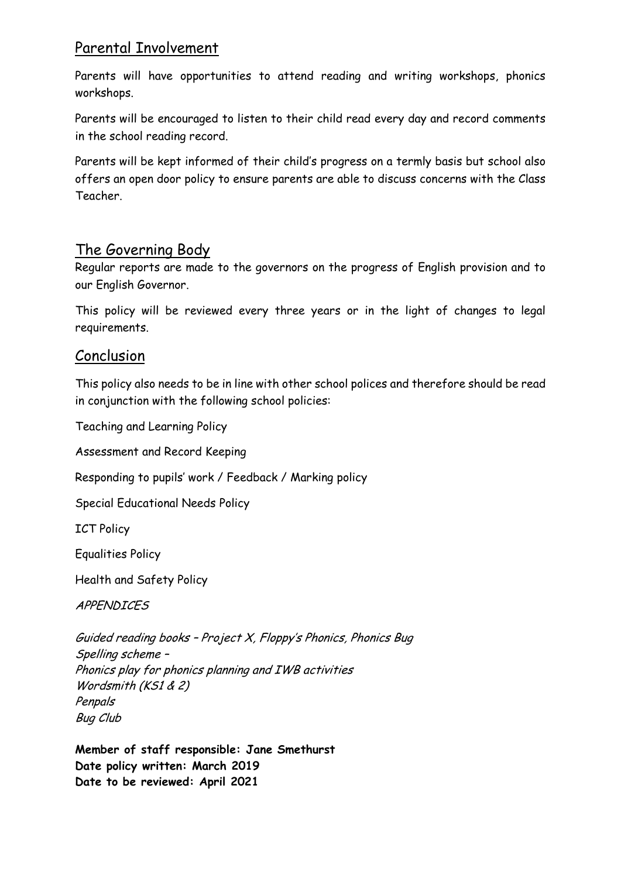## Parental Involvement

Parents will have opportunities to attend reading and writing workshops, phonics workshops.

Parents will be encouraged to listen to their child read every day and record comments in the school reading record.

Parents will be kept informed of their child's progress on a termly basis but school also offers an open door policy to ensure parents are able to discuss concerns with the Class Teacher.

## The Governing Body

Regular reports are made to the governors on the progress of English provision and to our English Governor.

This policy will be reviewed every three years or in the light of changes to legal requirements.

## Conclusion

This policy also needs to be in line with other school polices and therefore should be read in conjunction with the following school policies:

Teaching and Learning Policy

Assessment and Record Keeping

Responding to pupils' work / Feedback / Marking policy

Special Educational Needs Policy

ICT Policy

Equalities Policy

Health and Safety Policy

*APPENDICES*

*Guided reading books – Project X, Floppy's Phonics, Phonics Bug*
*Spelling scheme –*
*Phonics play for phonics planning and IWB activities*
*Wordsmith (KS1 & 2)*
*Penpals*
*Bug Club*

**Member of staff responsible: Jane Smethurst**
**Date policy written: March 2019**
**Date to be reviewed: April 2021**